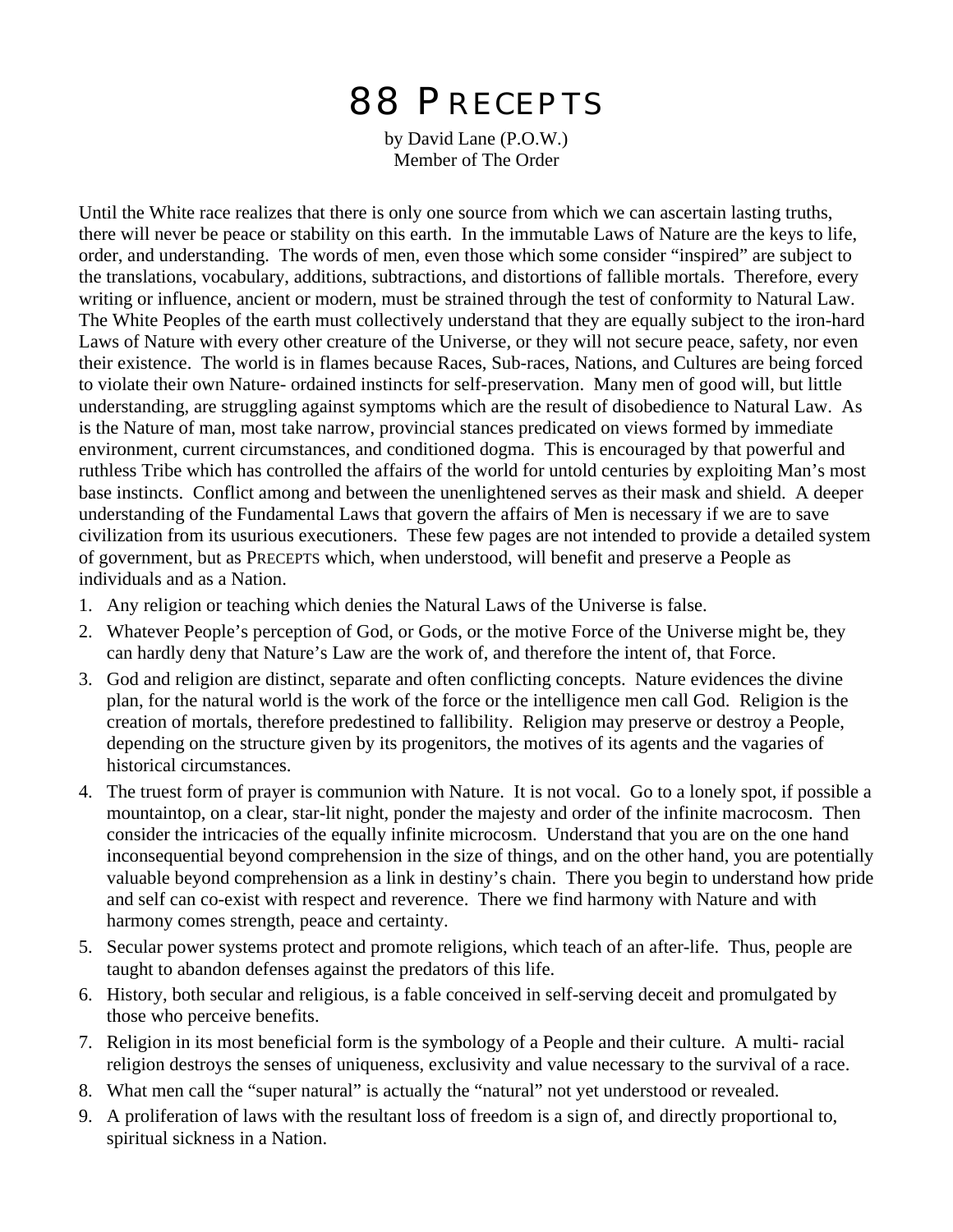# 88 PRECEPTS

by David Lane (P.O.W.)
Member of The Order

Until the White race realizes that there is only one source from which we can ascertain lasting truths, there will never be peace or stability on this earth. In the immutable Laws of Nature are the keys to life, order, and understanding. The words of men, even those which some consider "inspired" are subject to the translations, vocabulary, additions, subtractions, and distortions of fallible mortals. Therefore, every writing or influence, ancient or modern, must be strained through the test of conformity to Natural Law. The White Peoples of the earth must collectively understand that they are equally subject to the iron-hard Laws of Nature with every other creature of the Universe, or they will not secure peace, safety, nor even their existence. The world is in flames because Races, Sub-races, Nations, and Cultures are being forced to violate their own Nature- ordained instincts for self-preservation. Many men of good will, but little understanding, are struggling against symptoms which are the result of disobedience to Natural Law. As is the Nature of man, most take narrow, provincial stances predicated on views formed by immediate environment, current circumstances, and conditioned dogma. This is encouraged by that powerful and ruthless Tribe which has controlled the affairs of the world for untold centuries by exploiting Man's most base instincts. Conflict among and between the unenlightened serves as their mask and shield. A deeper understanding of the Fundamental Laws that govern the affairs of Men is necessary if we are to save civilization from its usurious executioners. These few pages are not intended to provide a detailed system of government, but as PRECEPTS which, when understood, will benefit and preserve a People as individuals and as a Nation.

1. Any religion or teaching which denies the Natural Laws of the Universe is false.
2. Whatever People's perception of God, or Gods, or the motive Force of the Universe might be, they can hardly deny that Nature's Law are the work of, and therefore the intent of, that Force.
3. God and religion are distinct, separate and often conflicting concepts. Nature evidences the divine plan, for the natural world is the work of the force or the intelligence men call God. Religion is the creation of mortals, therefore predestined to fallibility. Religion may preserve or destroy a People, depending on the structure given by its progenitors, the motives of its agents and the vagaries of historical circumstances.
4. The truest form of prayer is communion with Nature. It is not vocal. Go to a lonely spot, if possible a mountaintop, on a clear, star-lit night, ponder the majesty and order of the infinite macrocosm. Then consider the intricacies of the equally infinite microcosm. Understand that you are on the one hand inconsequential beyond comprehension in the size of things, and on the other hand, you are potentially valuable beyond comprehension as a link in destiny's chain. There you begin to understand how pride and self can co-exist with respect and reverence. There we find harmony with Nature and with harmony comes strength, peace and certainty.
5. Secular power systems protect and promote religions, which teach of an after-life. Thus, people are taught to abandon defenses against the predators of this life.
6. History, both secular and religious, is a fable conceived in self-serving deceit and promulgated by those who perceive benefits.
7. Religion in its most beneficial form is the symbology of a People and their culture. A multi- racial religion destroys the senses of uniqueness, exclusivity and value necessary to the survival of a race.
8. What men call the "super natural" is actually the "natural" not yet understood or revealed.
9. A proliferation of laws with the resultant loss of freedom is a sign of, and directly proportional to, spiritual sickness in a Nation.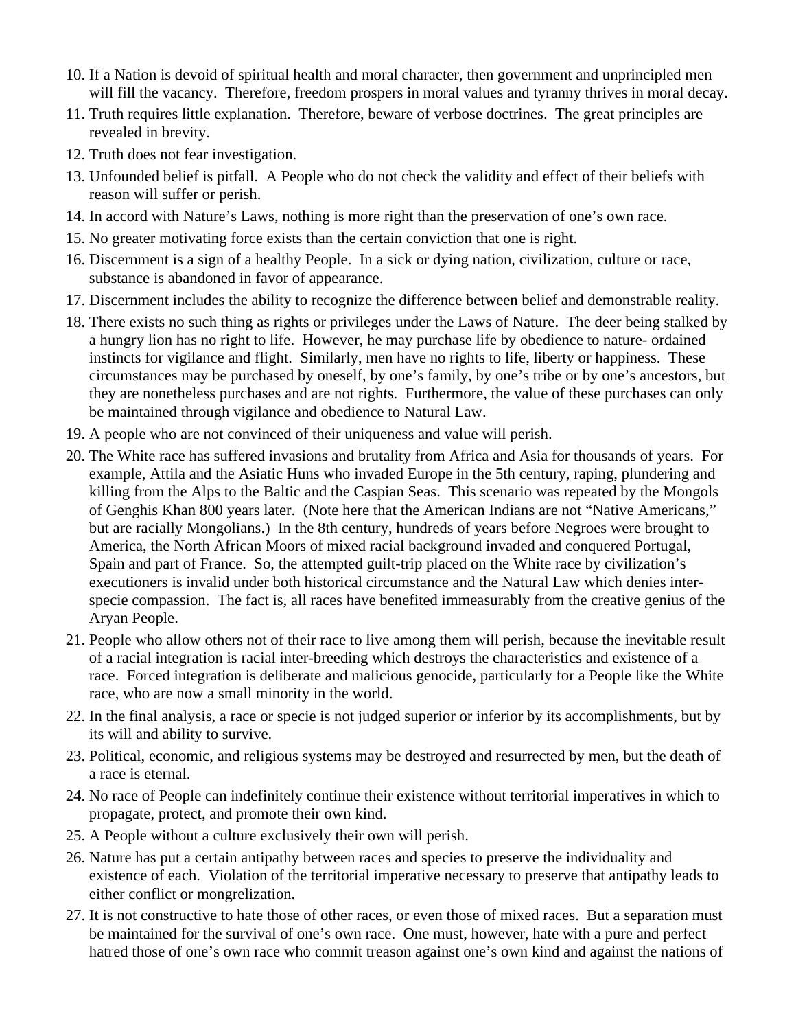10. If a Nation is devoid of spiritual health and moral character, then government and unprincipled men will fill the vacancy. Therefore, freedom prospers in moral values and tyranny thrives in moral decay.
11. Truth requires little explanation. Therefore, beware of verbose doctrines. The great principles are revealed in brevity.
12. Truth does not fear investigation.
13. Unfounded belief is pitfall. A People who do not check the validity and effect of their beliefs with reason will suffer or perish.
14. In accord with Nature's Laws, nothing is more right than the preservation of one's own race.
15. No greater motivating force exists than the certain conviction that one is right.
16. Discernment is a sign of a healthy People. In a sick or dying nation, civilization, culture or race, substance is abandoned in favor of appearance.
17. Discernment includes the ability to recognize the difference between belief and demonstrable reality.
18. There exists no such thing as rights or privileges under the Laws of Nature. The deer being stalked by a hungry lion has no right to life. However, he may purchase life by obedience to nature- ordained instincts for vigilance and flight. Similarly, men have no rights to life, liberty or happiness. These circumstances may be purchased by oneself, by one's family, by one's tribe or by one's ancestors, but they are nonetheless purchases and are not rights. Furthermore, the value of these purchases can only be maintained through vigilance and obedience to Natural Law.
19. A people who are not convinced of their uniqueness and value will perish.
20. The White race has suffered invasions and brutality from Africa and Asia for thousands of years. For example, Attila and the Asiatic Huns who invaded Europe in the 5th century, raping, plundering and killing from the Alps to the Baltic and the Caspian Seas. This scenario was repeated by the Mongols of Genghis Khan 800 years later. (Note here that the American Indians are not "Native Americans," but are racially Mongolians.) In the 8th century, hundreds of years before Negroes were brought to America, the North African Moors of mixed racial background invaded and conquered Portugal, Spain and part of France. So, the attempted guilt-trip placed on the White race by civilization's executioners is invalid under both historical circumstance and the Natural Law which denies inter-specie compassion. The fact is, all races have benefited immeasurably from the creative genius of the Aryan People.
21. People who allow others not of their race to live among them will perish, because the inevitable result of a racial integration is racial inter-breeding which destroys the characteristics and existence of a race. Forced integration is deliberate and malicious genocide, particularly for a People like the White race, who are now a small minority in the world.
22. In the final analysis, a race or specie is not judged superior or inferior by its accomplishments, but by its will and ability to survive.
23. Political, economic, and religious systems may be destroyed and resurrected by men, but the death of a race is eternal.
24. No race of People can indefinitely continue their existence without territorial imperatives in which to propagate, protect, and promote their own kind.
25. A People without a culture exclusively their own will perish.
26. Nature has put a certain antipathy between races and species to preserve the individuality and existence of each. Violation of the territorial imperative necessary to preserve that antipathy leads to either conflict or mongrelization.
27. It is not constructive to hate those of other races, or even those of mixed races. But a separation must be maintained for the survival of one's own race. One must, however, hate with a pure and perfect hatred those of one's own race who commit treason against one's own kind and against the nations of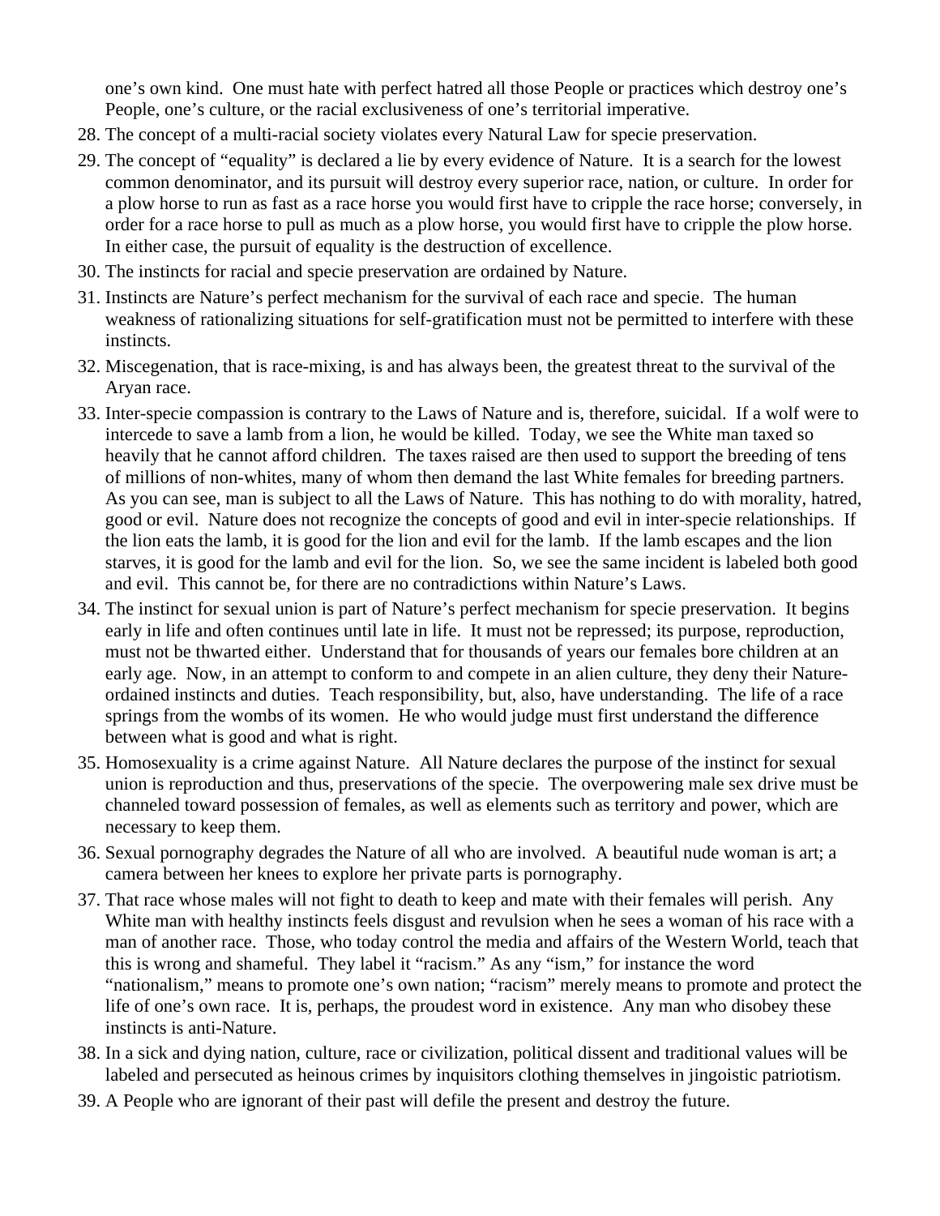one's own kind. One must hate with perfect hatred all those People or practices which destroy one's People, one's culture, or the racial exclusiveness of one's territorial imperative.

28. The concept of a multi-racial society violates every Natural Law for specie preservation.
29. The concept of "equality" is declared a lie by every evidence of Nature. It is a search for the lowest common denominator, and its pursuit will destroy every superior race, nation, or culture. In order for a plow horse to run as fast as a race horse you would first have to cripple the race horse; conversely, in order for a race horse to pull as much as a plow horse, you would first have to cripple the plow horse. In either case, the pursuit of equality is the destruction of excellence.
30. The instincts for racial and specie preservation are ordained by Nature.
31. Instincts are Nature's perfect mechanism for the survival of each race and specie. The human weakness of rationalizing situations for self-gratification must not be permitted to interfere with these instincts.
32. Miscegenation, that is race-mixing, is and has always been, the greatest threat to the survival of the Aryan race.
33. Inter-specie compassion is contrary to the Laws of Nature and is, therefore, suicidal. If a wolf were to intercede to save a lamb from a lion, he would be killed. Today, we see the White man taxed so heavily that he cannot afford children. The taxes raised are then used to support the breeding of tens of millions of non-whites, many of whom then demand the last White females for breeding partners. As you can see, man is subject to all the Laws of Nature. This has nothing to do with morality, hatred, good or evil. Nature does not recognize the concepts of good and evil in inter-specie relationships. If the lion eats the lamb, it is good for the lion and evil for the lamb. If the lamb escapes and the lion starves, it is good for the lamb and evil for the lion. So, we see the same incident is labeled both good and evil. This cannot be, for there are no contradictions within Nature's Laws.
34. The instinct for sexual union is part of Nature's perfect mechanism for specie preservation. It begins early in life and often continues until late in life. It must not be repressed; its purpose, reproduction, must not be thwarted either. Understand that for thousands of years our females bore children at an early age. Now, in an attempt to conform to and compete in an alien culture, they deny their Nature-ordained instincts and duties. Teach responsibility, but, also, have understanding. The life of a race springs from the wombs of its women. He who would judge must first understand the difference between what is good and what is right.
35. Homosexuality is a crime against Nature. All Nature declares the purpose of the instinct for sexual union is reproduction and thus, preservations of the specie. The overpowering male sex drive must be channeled toward possession of females, as well as elements such as territory and power, which are necessary to keep them.
36. Sexual pornography degrades the Nature of all who are involved. A beautiful nude woman is art; a camera between her knees to explore her private parts is pornography.
37. That race whose males will not fight to death to keep and mate with their females will perish. Any White man with healthy instincts feels disgust and revulsion when he sees a woman of his race with a man of another race. Those, who today control the media and affairs of the Western World, teach that this is wrong and shameful. They label it "racism." As any "ism," for instance the word "nationalism," means to promote one's own nation; "racism" merely means to promote and protect the life of one's own race. It is, perhaps, the proudest word in existence. Any man who disobey these instincts is anti-Nature.
38. In a sick and dying nation, culture, race or civilization, political dissent and traditional values will be labeled and persecuted as heinous crimes by inquisitors clothing themselves in jingoistic patriotism.
39. A People who are ignorant of their past will defile the present and destroy the future.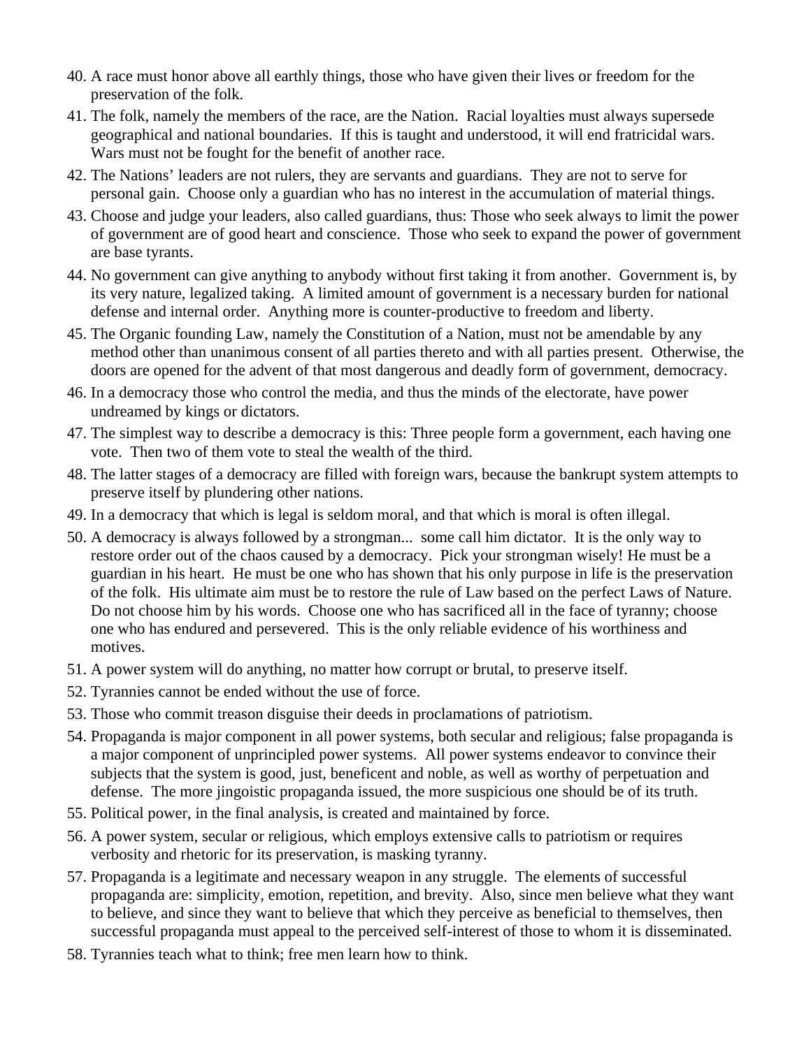40. A race must honor above all earthly things, those who have given their lives or freedom for the preservation of the folk.
41. The folk, namely the members of the race, are the Nation. Racial loyalties must always supersede geographical and national boundaries. If this is taught and understood, it will end fratricidal wars. Wars must not be fought for the benefit of another race.
42. The Nations' leaders are not rulers, they are servants and guardians. They are not to serve for personal gain. Choose only a guardian who has no interest in the accumulation of material things.
43. Choose and judge your leaders, also called guardians, thus: Those who seek always to limit the power of government are of good heart and conscience. Those who seek to expand the power of government are base tyrants.
44. No government can give anything to anybody without first taking it from another. Government is, by its very nature, legalized taking. A limited amount of government is a necessary burden for national defense and internal order. Anything more is counter-productive to freedom and liberty.
45. The Organic founding Law, namely the Constitution of a Nation, must not be amendable by any method other than unanimous consent of all parties thereto and with all parties present. Otherwise, the doors are opened for the advent of that most dangerous and deadly form of government, democracy.
46. In a democracy those who control the media, and thus the minds of the electorate, have power undreamed by kings or dictators.
47. The simplest way to describe a democracy is this: Three people form a government, each having one vote. Then two of them vote to steal the wealth of the third.
48. The latter stages of a democracy are filled with foreign wars, because the bankrupt system attempts to preserve itself by plundering other nations.
49. In a democracy that which is legal is seldom moral, and that which is moral is often illegal.
50. A democracy is always followed by a strongman... some call him dictator. It is the only way to restore order out of the chaos caused by a democracy. Pick your strongman wisely! He must be a guardian in his heart. He must be one who has shown that his only purpose in life is the preservation of the folk. His ultimate aim must be to restore the rule of Law based on the perfect Laws of Nature. Do not choose him by his words. Choose one who has sacrificed all in the face of tyranny; choose one who has endured and persevered. This is the only reliable evidence of his worthiness and motives.
51. A power system will do anything, no matter how corrupt or brutal, to preserve itself.
52. Tyrannies cannot be ended without the use of force.
53. Those who commit treason disguise their deeds in proclamations of patriotism.
54. Propaganda is major component in all power systems, both secular and religious; false propaganda is a major component of unprincipled power systems. All power systems endeavor to convince their subjects that the system is good, just, beneficent and noble, as well as worthy of perpetuation and defense. The more jingoistic propaganda issued, the more suspicious one should be of its truth.
55. Political power, in the final analysis, is created and maintained by force.
56. A power system, secular or religious, which employs extensive calls to patriotism or requires verbosity and rhetoric for its preservation, is masking tyranny.
57. Propaganda is a legitimate and necessary weapon in any struggle. The elements of successful propaganda are: simplicity, emotion, repetition, and brevity. Also, since men believe what they want to believe, and since they want to believe that which they perceive as beneficial to themselves, then successful propaganda must appeal to the perceived self-interest of those to whom it is disseminated.
58. Tyrannies teach what to think; free men learn how to think.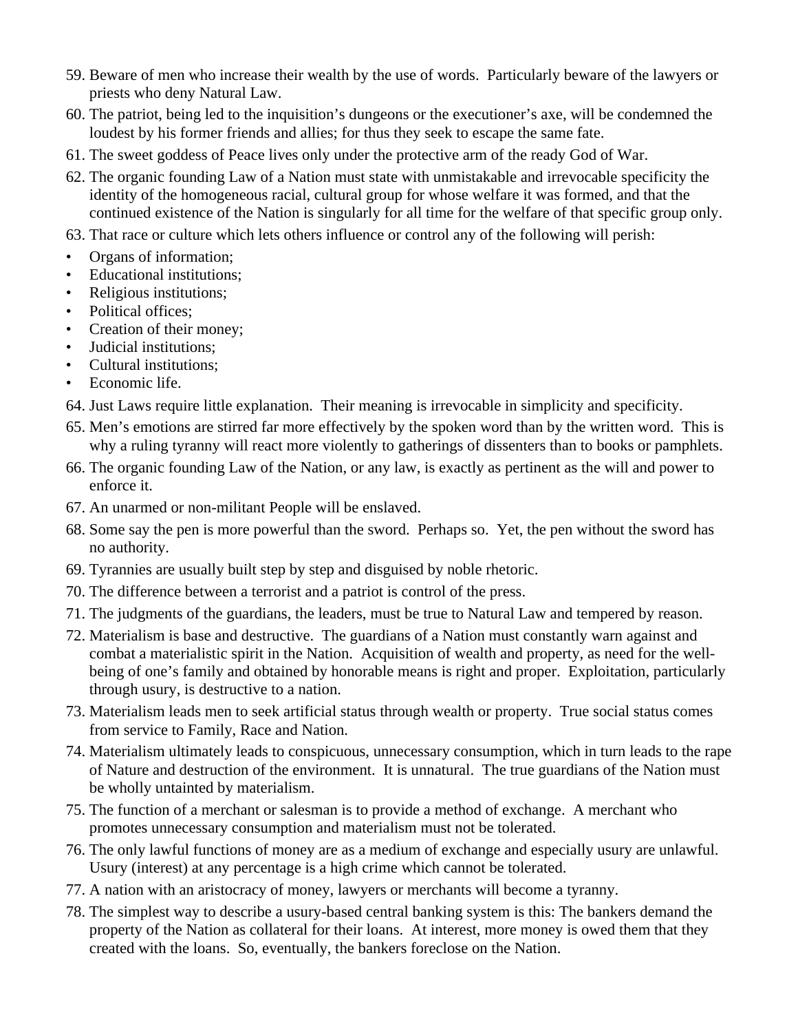59. Beware of men who increase their wealth by the use of words. Particularly beware of the lawyers or priests who deny Natural Law.
60. The patriot, being led to the inquisition's dungeons or the executioner's axe, will be condemned the loudest by his former friends and allies; for thus they seek to escape the same fate.
61. The sweet goddess of Peace lives only under the protective arm of the ready God of War.
62. The organic founding Law of a Nation must state with unmistakable and irrevocable specificity the identity of the homogeneous racial, cultural group for whose welfare it was formed, and that the continued existence of the Nation is singularly for all time for the welfare of that specific group only.
63. That race or culture which lets others influence or control any of the following will perish:

- Organs of information;
- Educational institutions;
- Religious institutions;
- Political offices;
- Creation of their money;
- Judicial institutions;
- Cultural institutions;
- Economic life.

64. Just Laws require little explanation. Their meaning is irrevocable in simplicity and specificity.
65. Men's emotions are stirred far more effectively by the spoken word than by the written word. This is why a ruling tyranny will react more violently to gatherings of dissenters than to books or pamphlets.
66. The organic founding Law of the Nation, or any law, is exactly as pertinent as the will and power to enforce it.
67. An unarmed or non-militant People will be enslaved.
68. Some say the pen is more powerful than the sword. Perhaps so. Yet, the pen without the sword has no authority.
69. Tyrannies are usually built step by step and disguised by noble rhetoric.
70. The difference between a terrorist and a patriot is control of the press.
71. The judgments of the guardians, the leaders, must be true to Natural Law and tempered by reason.
72. Materialism is base and destructive. The guardians of a Nation must constantly warn against and combat a materialistic spirit in the Nation. Acquisition of wealth and property, as need for the well-being of one's family and obtained by honorable means is right and proper. Exploitation, particularly through usury, is destructive to a nation.
73. Materialism leads men to seek artificial status through wealth or property. True social status comes from service to Family, Race and Nation.
74. Materialism ultimately leads to conspicuous, unnecessary consumption, which in turn leads to the rape of Nature and destruction of the environment. It is unnatural. The true guardians of the Nation must be wholly untainted by materialism.
75. The function of a merchant or salesman is to provide a method of exchange. A merchant who promotes unnecessary consumption and materialism must not be tolerated.
76. The only lawful functions of money are as a medium of exchange and especially usury are unlawful. Usury (interest) at any percentage is a high crime which cannot be tolerated.
77. A nation with an aristocracy of money, lawyers or merchants will become a tyranny.
78. The simplest way to describe a usury-based central banking system is this: The bankers demand the property of the Nation as collateral for their loans. At interest, more money is owed them that they created with the loans. So, eventually, the bankers foreclose on the Nation.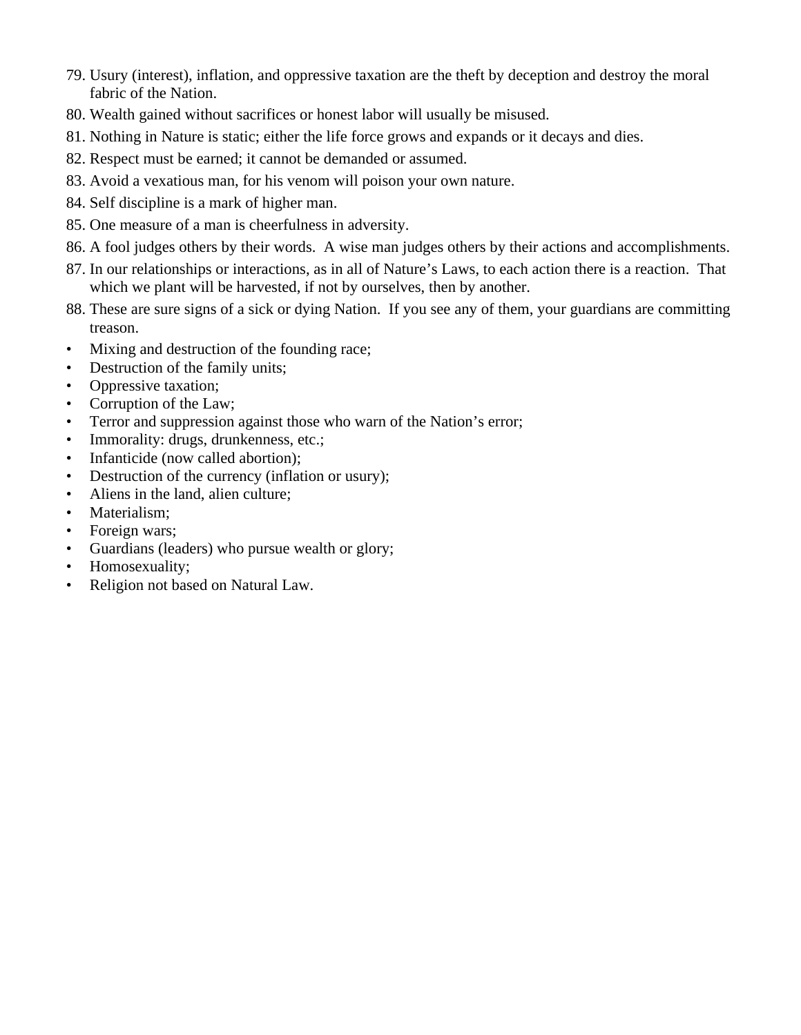79. Usury (interest), inflation, and oppressive taxation are the theft by deception and destroy the moral fabric of the Nation.
80. Wealth gained without sacrifices or honest labor will usually be misused.
81. Nothing in Nature is static; either the life force grows and expands or it decays and dies.
82. Respect must be earned; it cannot be demanded or assumed.
83. Avoid a vexatious man, for his venom will poison your own nature.
84. Self discipline is a mark of higher man.
85. One measure of a man is cheerfulness in adversity.
86. A fool judges others by their words. A wise man judges others by their actions and accomplishments.
87. In our relationships or interactions, as in all of Nature's Laws, to each action there is a reaction. That which we plant will be harvested, if not by ourselves, then by another.
88. These are sure signs of a sick or dying Nation. If you see any of them, your guardians are committing treason.

- Mixing and destruction of the founding race;
- Destruction of the family units;
- Oppressive taxation;
- Corruption of the Law;
- Terror and suppression against those who warn of the Nation's error;
- Immorality: drugs, drunkenness, etc.;
- Infanticide (now called abortion);
- Destruction of the currency (inflation or usury);
- Aliens in the land, alien culture;
- Materialism;
- Foreign wars;
- Guardians (leaders) who pursue wealth or glory;
- Homosexuality;
- Religion not based on Natural Law.